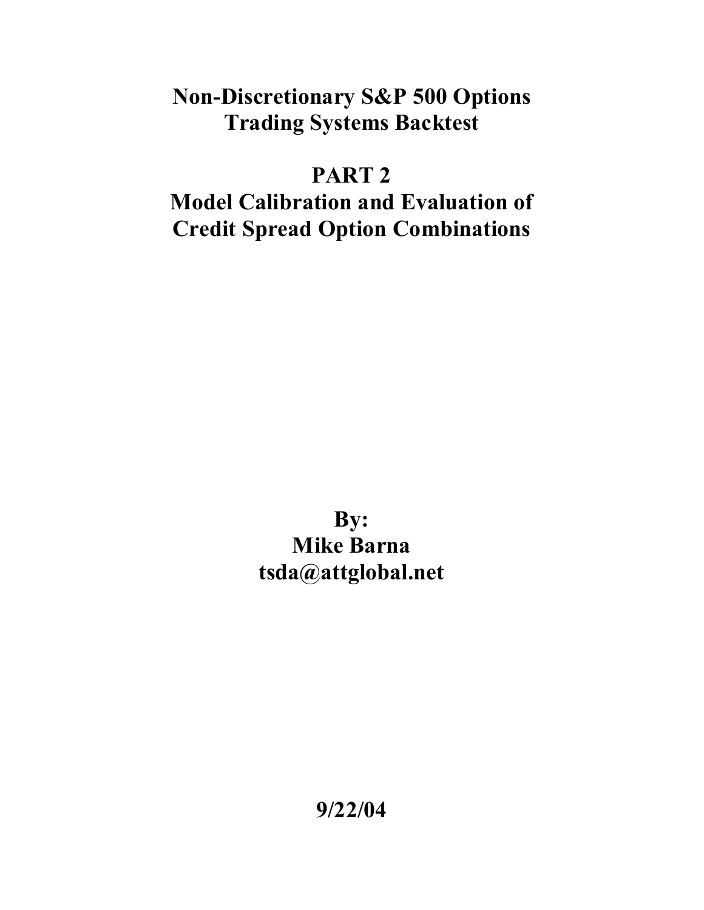# Non-Discretionary S&P 500 Options Trading Systems Backtest

# PART 2
# Model Calibration and Evaluation of Credit Spread Option Combinations

**By:**
**Mike Barna**
**tsda@attglobal.net**

**9/22/04**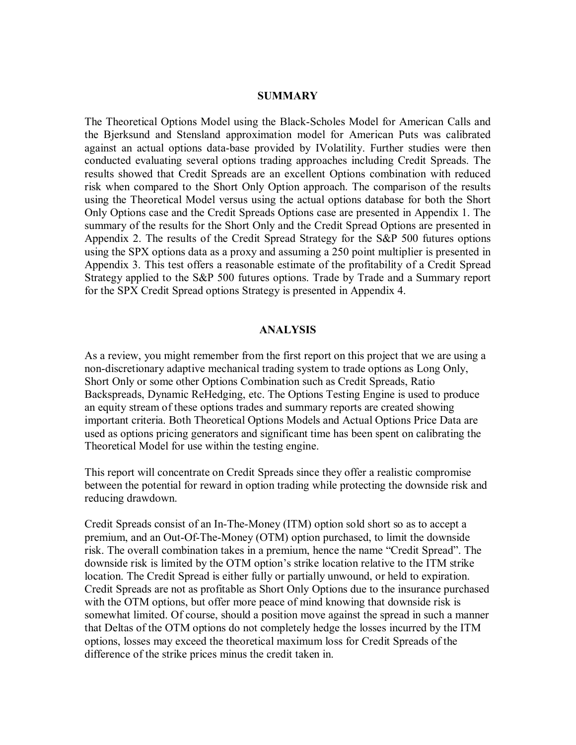## SUMMARY

The Theoretical Options Model using the Black-Scholes Model for American Calls and the Bjerksund and Stensland approximation model for American Puts was calibrated against an actual options data-base provided by IVolatility. Further studies were then conducted evaluating several options trading approaches including Credit Spreads. The results showed that Credit Spreads are an excellent Options combination with reduced risk when compared to the Short Only Option approach. The comparison of the results using the Theoretical Model versus using the actual options database for both the Short Only Options case and the Credit Spreads Options case are presented in Appendix 1. The summary of the results for the Short Only and the Credit Spread Options are presented in Appendix 2. The results of the Credit Spread Strategy for the S&P 500 futures options using the SPX options data as a proxy and assuming a 250 point multiplier is presented in Appendix 3. This test offers a reasonable estimate of the profitability of a Credit Spread Strategy applied to the S&P 500 futures options. Trade by Trade and a Summary report for the SPX Credit Spread options Strategy is presented in Appendix 4.

## ANALYSIS

As a review, you might remember from the first report on this project that we are using a non-discretionary adaptive mechanical trading system to trade options as Long Only, Short Only or some other Options Combination such as Credit Spreads, Ratio Backspreads, Dynamic ReHedging, etc. The Options Testing Engine is used to produce an equity stream of these options trades and summary reports are created showing important criteria. Both Theoretical Options Models and Actual Options Price Data are used as options pricing generators and significant time has been spent on calibrating the Theoretical Model for use within the testing engine.

This report will concentrate on Credit Spreads since they offer a realistic compromise between the potential for reward in option trading while protecting the downside risk and reducing drawdown.

Credit Spreads consist of an In-The-Money (ITM) option sold short so as to accept a premium, and an Out-Of-The-Money (OTM) option purchased, to limit the downside risk. The overall combination takes in a premium, hence the name "Credit Spread". The downside risk is limited by the OTM option's strike location relative to the ITM strike location. The Credit Spread is either fully or partially unwound, or held to expiration. Credit Spreads are not as profitable as Short Only Options due to the insurance purchased with the OTM options, but offer more peace of mind knowing that downside risk is somewhat limited. Of course, should a position move against the spread in such a manner that Deltas of the OTM options do not completely hedge the losses incurred by the ITM options, losses may exceed the theoretical maximum loss for Credit Spreads of the difference of the strike prices minus the credit taken in.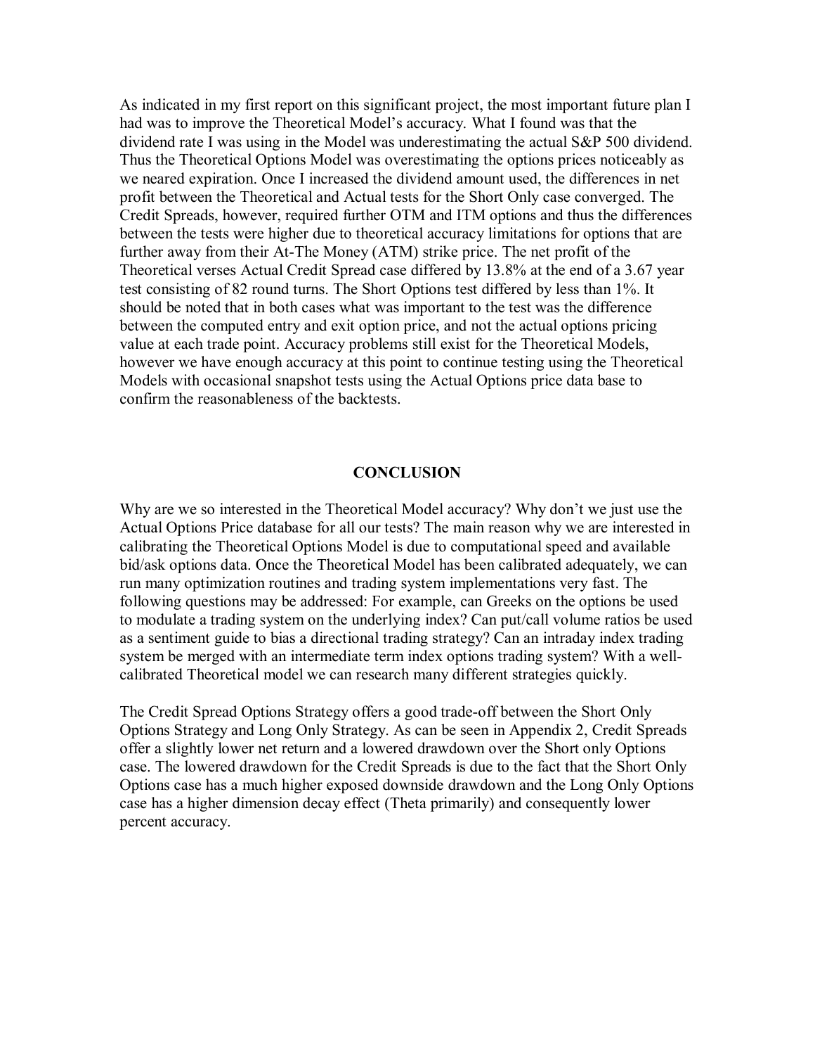As indicated in my first report on this significant project, the most important future plan I had was to improve the Theoretical Model's accuracy. What I found was that the dividend rate I was using in the Model was underestimating the actual S&P 500 dividend. Thus the Theoretical Options Model was overestimating the options prices noticeably as we neared expiration. Once I increased the dividend amount used, the differences in net profit between the Theoretical and Actual tests for the Short Only case converged. The Credit Spreads, however, required further OTM and ITM options and thus the differences between the tests were higher due to theoretical accuracy limitations for options that are further away from their At-The Money (ATM) strike price. The net profit of the Theoretical verses Actual Credit Spread case differed by 13.8% at the end of a 3.67 year test consisting of 82 round turns. The Short Options test differed by less than 1%. It should be noted that in both cases what was important to the test was the difference between the computed entry and exit option price, and not the actual options pricing value at each trade point. Accuracy problems still exist for the Theoretical Models, however we have enough accuracy at this point to continue testing using the Theoretical Models with occasional snapshot tests using the Actual Options price data base to confirm the reasonableness of the backtests.

## CONCLUSION

Why are we so interested in the Theoretical Model accuracy? Why don't we just use the Actual Options Price database for all our tests? The main reason why we are interested in calibrating the Theoretical Options Model is due to computational speed and available bid/ask options data. Once the Theoretical Model has been calibrated adequately, we can run many optimization routines and trading system implementations very fast. The following questions may be addressed: For example, can Greeks on the options be used to modulate a trading system on the underlying index? Can put/call volume ratios be used as a sentiment guide to bias a directional trading strategy? Can an intraday index trading system be merged with an intermediate term index options trading system? With a well-calibrated Theoretical model we can research many different strategies quickly.

The Credit Spread Options Strategy offers a good trade-off between the Short Only Options Strategy and Long Only Strategy. As can be seen in Appendix 2, Credit Spreads offer a slightly lower net return and a lowered drawdown over the Short only Options case. The lowered drawdown for the Credit Spreads is due to the fact that the Short Only Options case has a much higher exposed downside drawdown and the Long Only Options case has a higher dimension decay effect (Theta primarily) and consequently lower percent accuracy.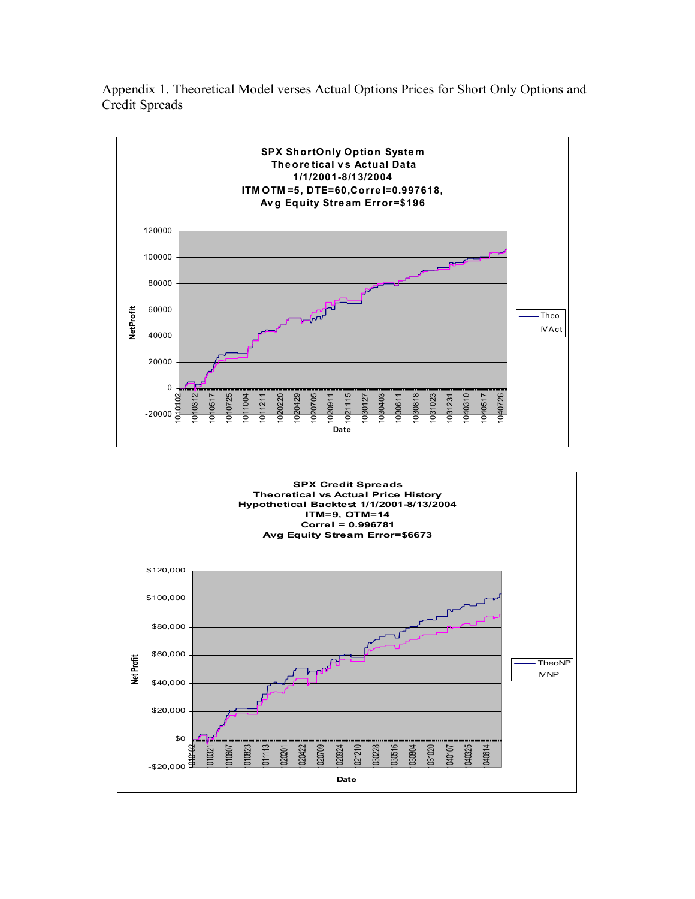Appendix 1. Theoretical Model verses Actual Options Prices for Short Only Options and Credit Spreads

**SPX ShortOnly Option System**
**Theoretical vs Actual Data**
**1/1/2001-8/13/2004**
**ITM OTM =5, DTE=60, Correl=0.997618,**
**Avg Equity Stream Error=$196**

**SPX Credit Spreads**
**Theoretical vs Actual Price History**
**Hypothetical Backtest 1/1/2001-8/13/2004**
**ITM=9, OTM=14**
**Correl = 0.996781**
**Avg Equity Stream Error=$6673**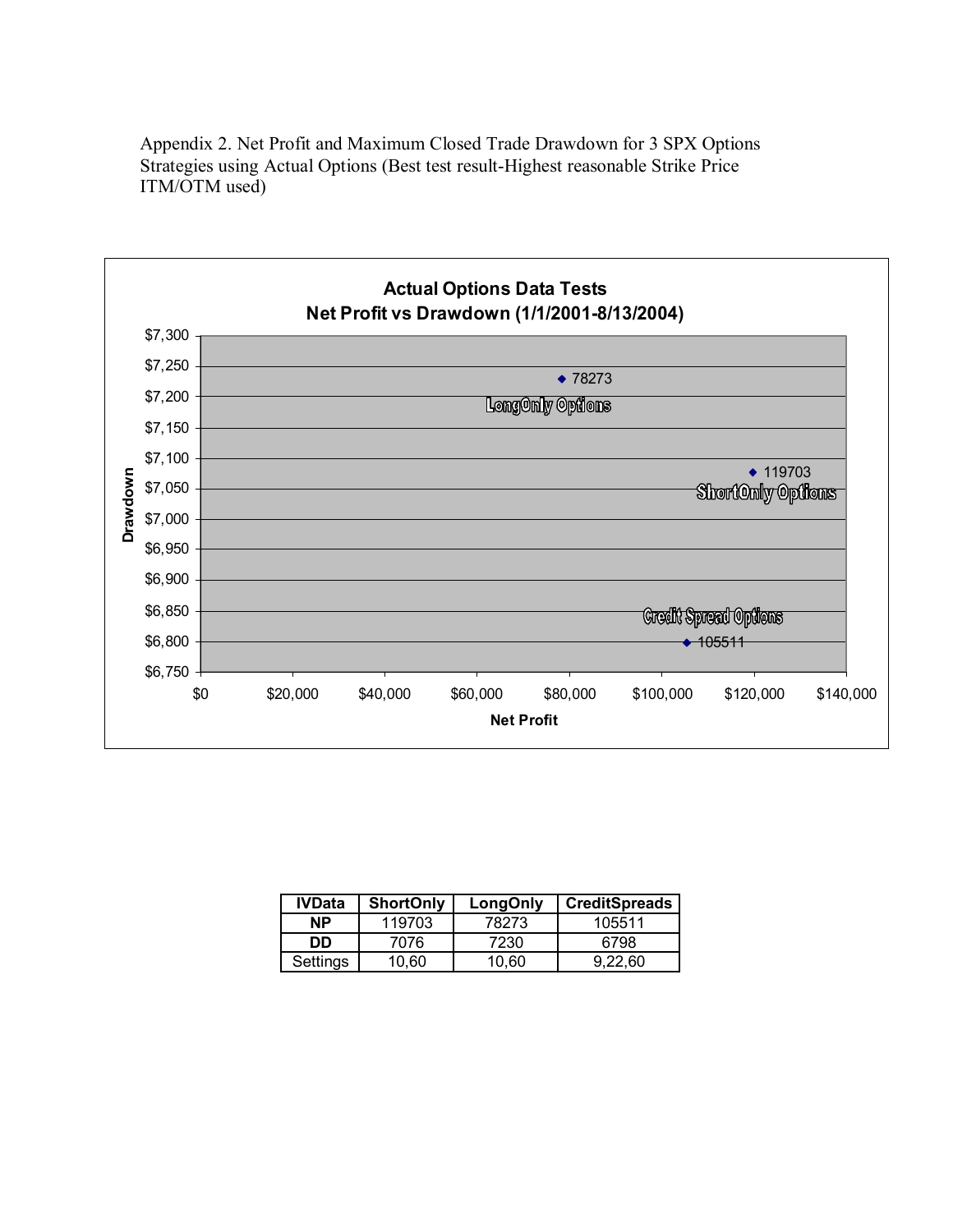Appendix 2. Net Profit and Maximum Closed Trade Drawdown for 3 SPX Options Strategies using Actual Options (Best test result-Highest reasonable Strike Price ITM/OTM used)

**Actual Options Data Tests**
**Net Profit vs Drawdown (1/1/2001-8/13/2004)**

| Strategy | Net Profit | Drawdown |
|---|---|---|
| LongOnly Options | 78273 | 7230 |
| ShortOnly Options | 119703 | 7076 |
| Credit Spread Options | 105511 | 6798 |

| IVData | ShortOnly | LongOnly | CreditSpreads |
|---|---|---|---|
| **NP** | 119703 | 78273 | 105511 |
| **DD** | 7076 | 7230 | 6798 |
| Settings | 10,60 | 10,60 | 9,22,60 |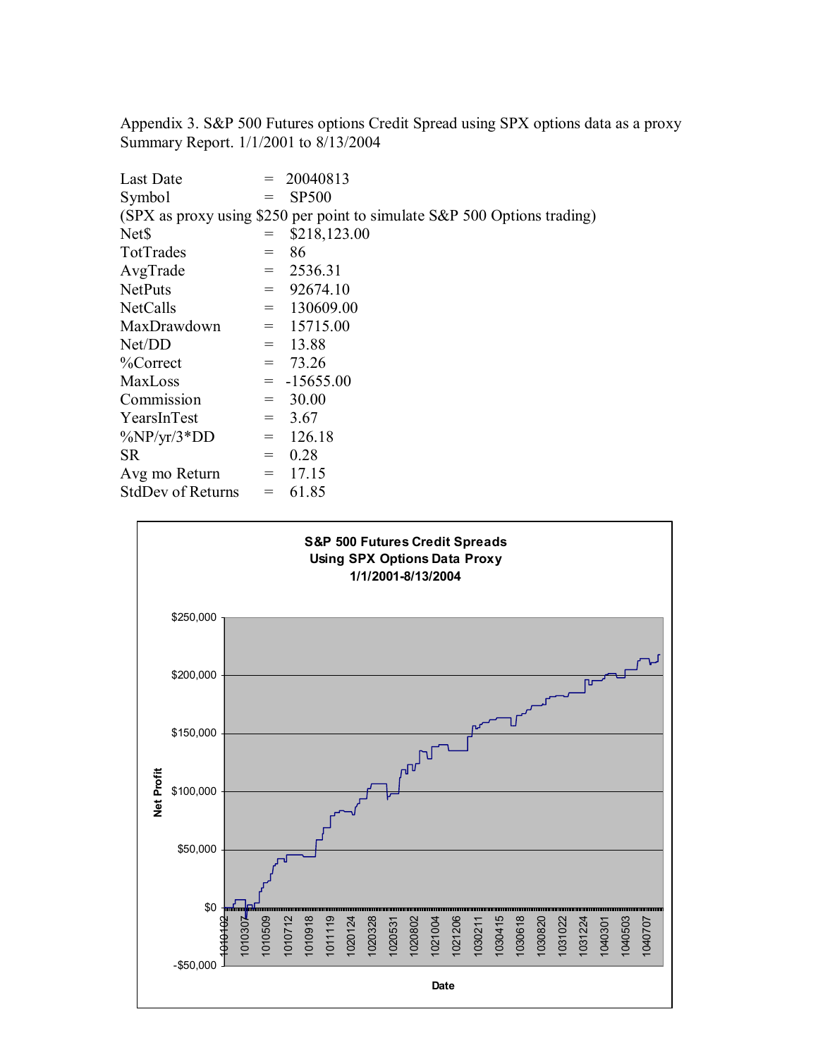Appendix 3. S&P 500 Futures options Credit Spread using SPX options data as a proxy
Summary Report. 1/1/2001 to 8/13/2004

| | | |
|---|---|---|
| Last Date | = | 20040813 |
| Symbol | = | SP500 |

(SPX as proxy using $250 per point to simulate S&P 500 Options trading)

| | | |
|---|---|---|
| Net$ | = | $218,123.00 |
| TotTrades | = | 86 |
| AvgTrade | = | 2536.31 |
| NetPuts | = | 92674.10 |
| NetCalls | = | 130609.00 |
| MaxDrawdown | = | 15715.00 |
| Net/DD | = | 13.88 |
| %Correct | = | 73.26 |
| MaxLoss | = | -15655.00 |
| Commission | = | 30.00 |
| YearsInTest | = | 3.67 |
| %NP/yr/3*DD | = | 126.18 |
| SR | = | 0.28 |
| Avg mo Return | = | 17.15 |
| StdDev of Returns | = | 61.85 |

**S&P 500 Futures Credit Spreads**
**Using SPX Options Data Proxy**
**1/1/2001-8/13/2004**

Net Profit ($-50,000 to $250,000) vs. Date (1010102 to 1040707)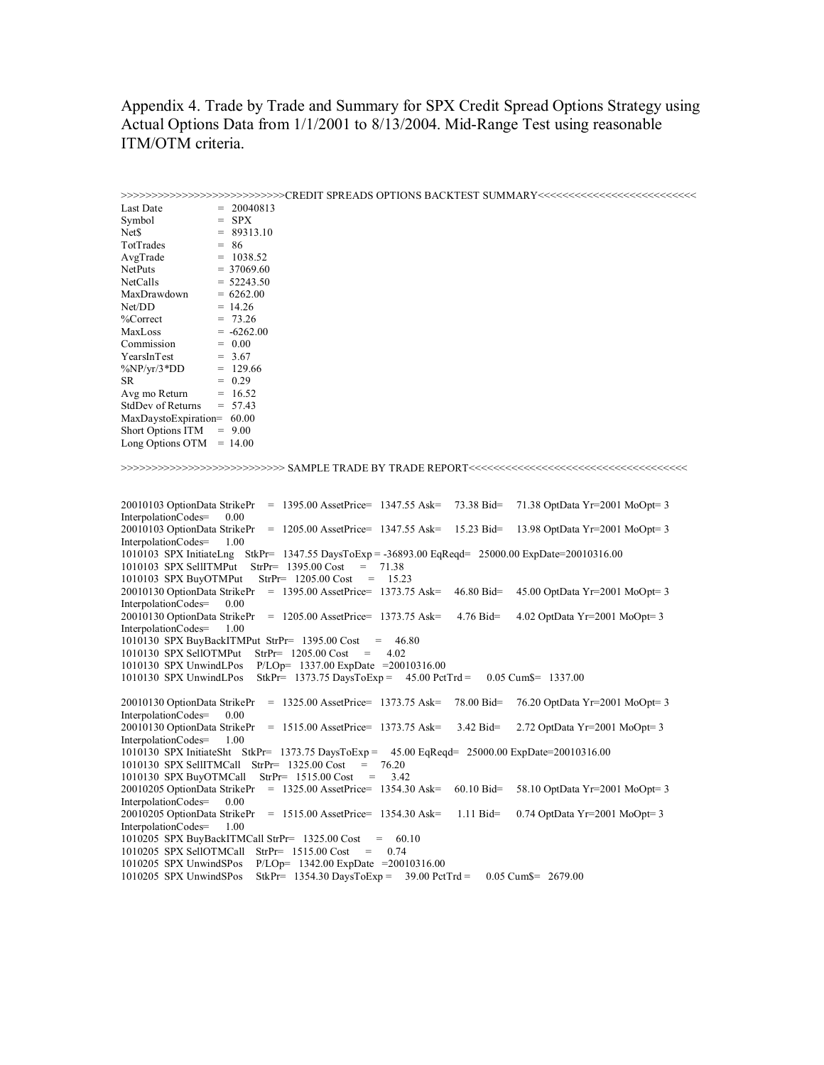Appendix 4. Trade by Trade and Summary for SPX Credit Spread Options Strategy using Actual Options Data from 1/1/2001 to 8/13/2004. Mid-Range Test using reasonable ITM/OTM criteria.

```
>>>>>>>>>>>>>>>>>>>>>>>>>>>CREDIT SPREADS OPTIONS BACKTEST SUMMARY<<<<<<<<<<<<<<<<<<<<<<<<<<
Last Date          =  20040813
Symbol             =  SPX
Net$               =  89313.10
TotTrades          =  86
AvgTrade           =  1038.52
NetPuts            =  37069.60
NetCalls           =  52243.50
MaxDrawdown        =  6262.00
Net/DD             =  14.26
%Correct           =  73.26
MaxLoss            =  -6262.00
Commission         =  0.00
YearsInTest        =  3.67
%NP/yr/3*DD        =  129.66
SR                 =  0.29
Avg mo Return      =  16.52
StdDev of Returns  =  57.43
MaxDaystoExpiration=  60.00
Short Options ITM  =  9.00
Long Options OTM   =  14.00

>>>>>>>>>>>>>>>>>>>>>>>>>>> SAMPLE TRADE BY TRADE REPORT<<<<<<<<<<<<<<<<<<<<<<<<<<<<<<<<<<<<<<

20010103 OptionData StrikePr   =  1395.00 AssetPrice=  1347.55 Ask=    73.38 Bid=    71.38 OptData Yr=2001 MoOpt= 3
InterpolationCodes=     0.00
20010103 OptionData StrikePr   =  1205.00 AssetPrice=  1347.55 Ask=    15.23 Bid=    13.98 OptData Yr=2001 MoOpt= 3
InterpolationCodes=     1.00
1010103  SPX InitiateLng   StkPr=  1347.55 DaysToExp = -36893.00 EqReqd=  25000.00 ExpDate=20010316.00
1010103  SPX SellITMPut    StrPr=  1395.00 Cost    =    71.38
1010103  SPX BuyOTMPut     StrPr=  1205.00 Cost    =    15.23
20010130 OptionData StrikePr   =  1395.00 AssetPrice=  1373.75 Ask=    46.80 Bid=    45.00 OptData Yr=2001 MoOpt= 3
InterpolationCodes=     0.00
20010130 OptionData StrikePr   =  1205.00 AssetPrice=  1373.75 Ask=     4.76 Bid=     4.02 OptData Yr=2001 MoOpt= 3
InterpolationCodes=     1.00
1010130  SPX BuyBackITMPut StrPr=  1395.00 Cost    =    46.80
1010130  SPX SellOTMPut    StrPr=  1205.00 Cost    =     4.02
1010130  SPX UnwindLPos    P/LOp=  1337.00 ExpDate  =20010316.00
1010130  SPX UnwindLPos    StkPr=  1373.75 DaysToExp =    45.00 PctTrd =     0.05 Cum$=  1337.00

20010130 OptionData StrikePr   =  1325.00 AssetPrice=  1373.75 Ask=    78.00 Bid=    76.20 OptData Yr=2001 MoOpt= 3
InterpolationCodes=     0.00
20010130 OptionData StrikePr   =  1515.00 AssetPrice=  1373.75 Ask=     3.42 Bid=     2.72 OptData Yr=2001 MoOpt= 3
InterpolationCodes=     1.00
1010130  SPX InitiateSht   StkPr=  1373.75 DaysToExp =    45.00 EqReqd=  25000.00 ExpDate=20010316.00
1010130  SPX SellITMCall   StrPr=  1325.00 Cost    =    76.20
1010130  SPX BuyOTMCall    StrPr=  1515.00 Cost    =     3.42
20010205 OptionData StrikePr   =  1325.00 AssetPrice=  1354.30 Ask=    60.10 Bid=    58.10 OptData Yr=2001 MoOpt= 3
InterpolationCodes=     0.00
20010205 OptionData StrikePr   =  1515.00 AssetPrice=  1354.30 Ask=     1.11 Bid=     0.74 OptData Yr=2001 MoOpt= 3
InterpolationCodes=     1.00
1010205  SPX BuyBackITMCall StrPr=  1325.00 Cost    =    60.10
1010205  SPX SellOTMCall   StrPr=  1515.00 Cost    =     0.74
1010205  SPX UnwindSPos    P/LOp=  1342.00 ExpDate  =20010316.00
1010205  SPX UnwindSPos    StkPr=  1354.30 DaysToExp =    39.00 PctTrd =     0.05 Cum$=  2679.00
```